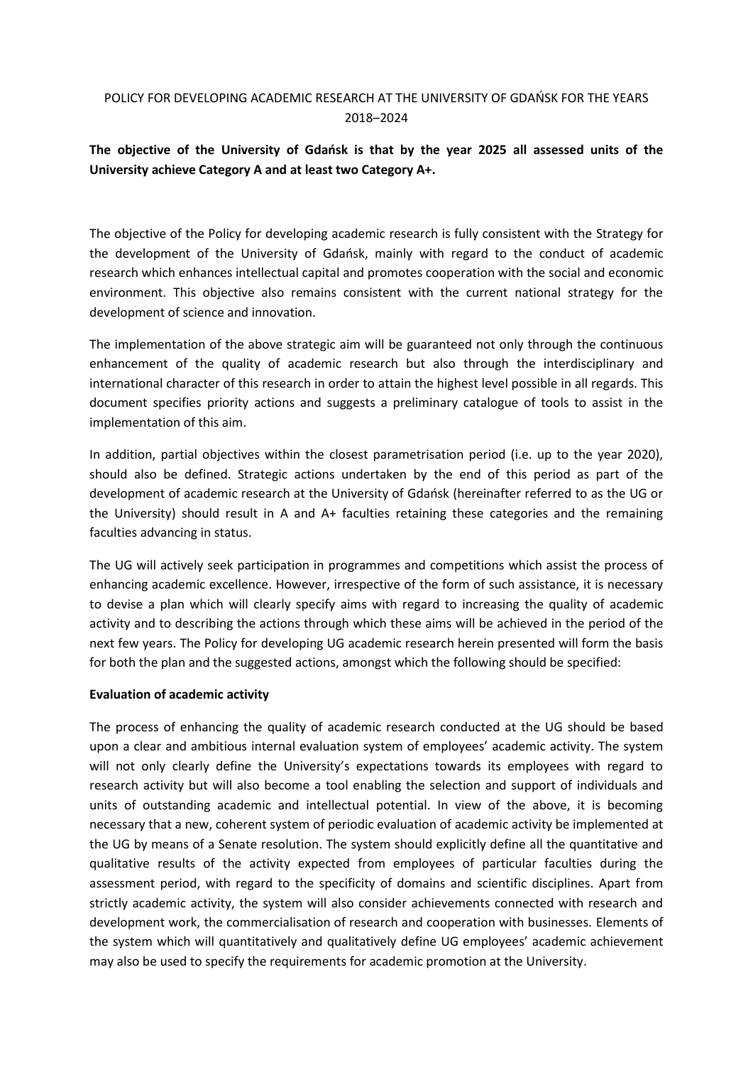# POLICY FOR DEVELOPING ACADEMIC RESEARCH AT THE UNIVERSITY OF GDAŃSK FOR THE YEARS 2018–2024

**The objective of the University of Gdańsk is that by the year 2025 all assessed units of the University achieve Category A and at least two Category A+.**

The objective of the Policy for developing academic research is fully consistent with the Strategy for the development of the University of Gdańsk, mainly with regard to the conduct of academic research which enhances intellectual capital and promotes cooperation with the social and economic environment. This objective also remains consistent with the current national strategy for the development of science and innovation.

The implementation of the above strategic aim will be guaranteed not only through the continuous enhancement of the quality of academic research but also through the interdisciplinary and international character of this research in order to attain the highest level possible in all regards. This document specifies priority actions and suggests a preliminary catalogue of tools to assist in the implementation of this aim.

In addition, partial objectives within the closest parametrisation period (i.e. up to the year 2020), should also be defined. Strategic actions undertaken by the end of this period as part of the development of academic research at the University of Gdańsk (hereinafter referred to as the UG or the University) should result in A and A+ faculties retaining these categories and the remaining faculties advancing in status.

The UG will actively seek participation in programmes and competitions which assist the process of enhancing academic excellence. However, irrespective of the form of such assistance, it is necessary to devise a plan which will clearly specify aims with regard to increasing the quality of academic activity and to describing the actions through which these aims will be achieved in the period of the next few years. The Policy for developing UG academic research herein presented will form the basis for both the plan and the suggested actions, amongst which the following should be specified:

**Evaluation of academic activity**

The process of enhancing the quality of academic research conducted at the UG should be based upon a clear and ambitious internal evaluation system of employees' academic activity. The system will not only clearly define the University's expectations towards its employees with regard to research activity but will also become a tool enabling the selection and support of individuals and units of outstanding academic and intellectual potential. In view of the above, it is becoming necessary that a new, coherent system of periodic evaluation of academic activity be implemented at the UG by means of a Senate resolution. The system should explicitly define all the quantitative and qualitative results of the activity expected from employees of particular faculties during the assessment period, with regard to the specificity of domains and scientific disciplines. Apart from strictly academic activity, the system will also consider achievements connected with research and development work, the commercialisation of research and cooperation with businesses. Elements of the system which will quantitatively and qualitatively define UG employees' academic achievement may also be used to specify the requirements for academic promotion at the University.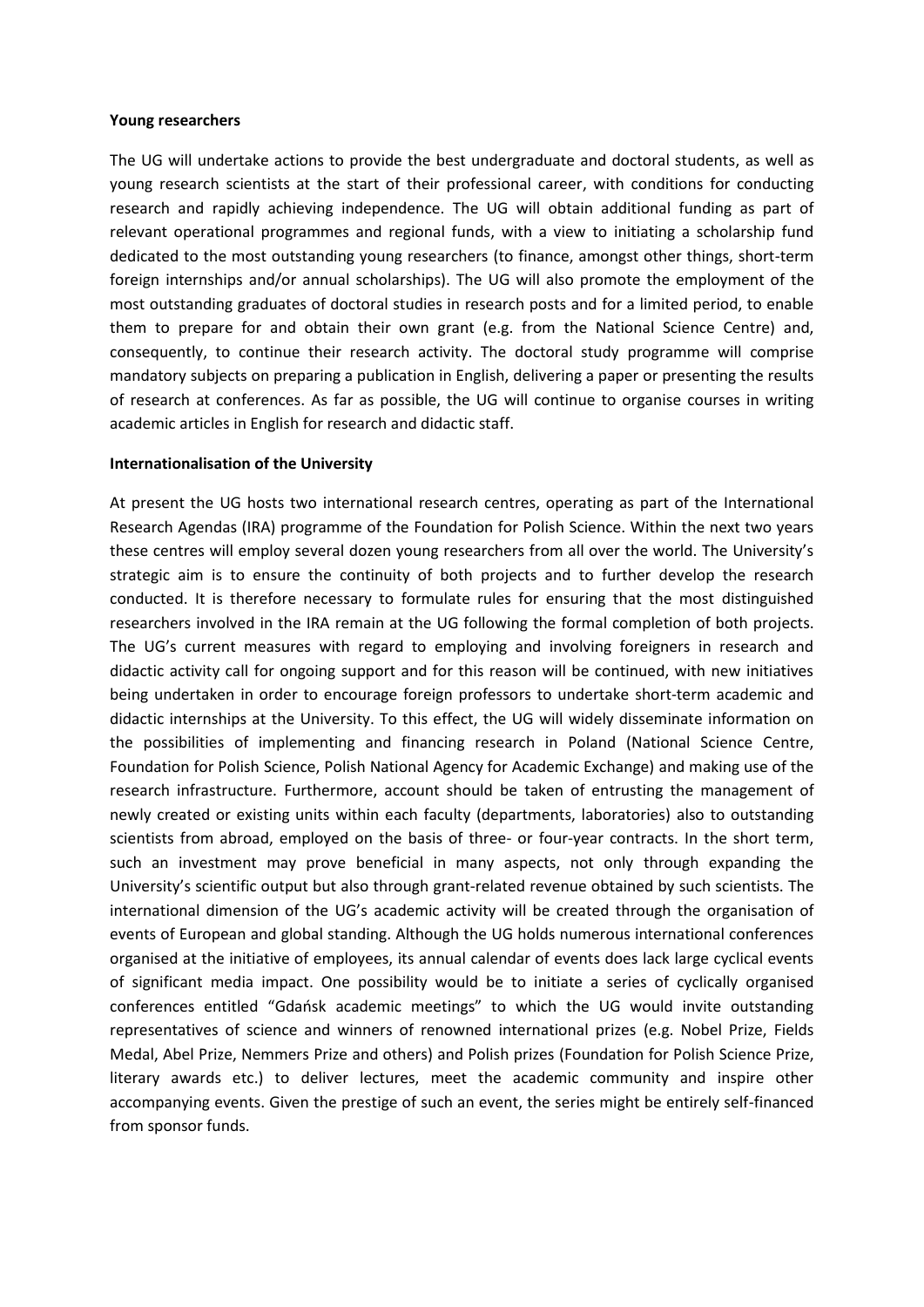**Young researchers**

The UG will undertake actions to provide the best undergraduate and doctoral students, as well as young research scientists at the start of their professional career, with conditions for conducting research and rapidly achieving independence. The UG will obtain additional funding as part of relevant operational programmes and regional funds, with a view to initiating a scholarship fund dedicated to the most outstanding young researchers (to finance, amongst other things, short-term foreign internships and/or annual scholarships). The UG will also promote the employment of the most outstanding graduates of doctoral studies in research posts and for a limited period, to enable them to prepare for and obtain their own grant (e.g. from the National Science Centre) and, consequently, to continue their research activity. The doctoral study programme will comprise mandatory subjects on preparing a publication in English, delivering a paper or presenting the results of research at conferences. As far as possible, the UG will continue to organise courses in writing academic articles in English for research and didactic staff.

**Internationalisation of the University**

At present the UG hosts two international research centres, operating as part of the International Research Agendas (IRA) programme of the Foundation for Polish Science. Within the next two years these centres will employ several dozen young researchers from all over the world. The University's strategic aim is to ensure the continuity of both projects and to further develop the research conducted. It is therefore necessary to formulate rules for ensuring that the most distinguished researchers involved in the IRA remain at the UG following the formal completion of both projects. The UG's current measures with regard to employing and involving foreigners in research and didactic activity call for ongoing support and for this reason will be continued, with new initiatives being undertaken in order to encourage foreign professors to undertake short-term academic and didactic internships at the University. To this effect, the UG will widely disseminate information on the possibilities of implementing and financing research in Poland (National Science Centre, Foundation for Polish Science, Polish National Agency for Academic Exchange) and making use of the research infrastructure. Furthermore, account should be taken of entrusting the management of newly created or existing units within each faculty (departments, laboratories) also to outstanding scientists from abroad, employed on the basis of three- or four-year contracts. In the short term, such an investment may prove beneficial in many aspects, not only through expanding the University's scientific output but also through grant-related revenue obtained by such scientists. The international dimension of the UG's academic activity will be created through the organisation of events of European and global standing. Although the UG holds numerous international conferences organised at the initiative of employees, its annual calendar of events does lack large cyclical events of significant media impact. One possibility would be to initiate a series of cyclically organised conferences entitled "Gdańsk academic meetings" to which the UG would invite outstanding representatives of science and winners of renowned international prizes (e.g. Nobel Prize, Fields Medal, Abel Prize, Nemmers Prize and others) and Polish prizes (Foundation for Polish Science Prize, literary awards etc.) to deliver lectures, meet the academic community and inspire other accompanying events. Given the prestige of such an event, the series might be entirely self-financed from sponsor funds.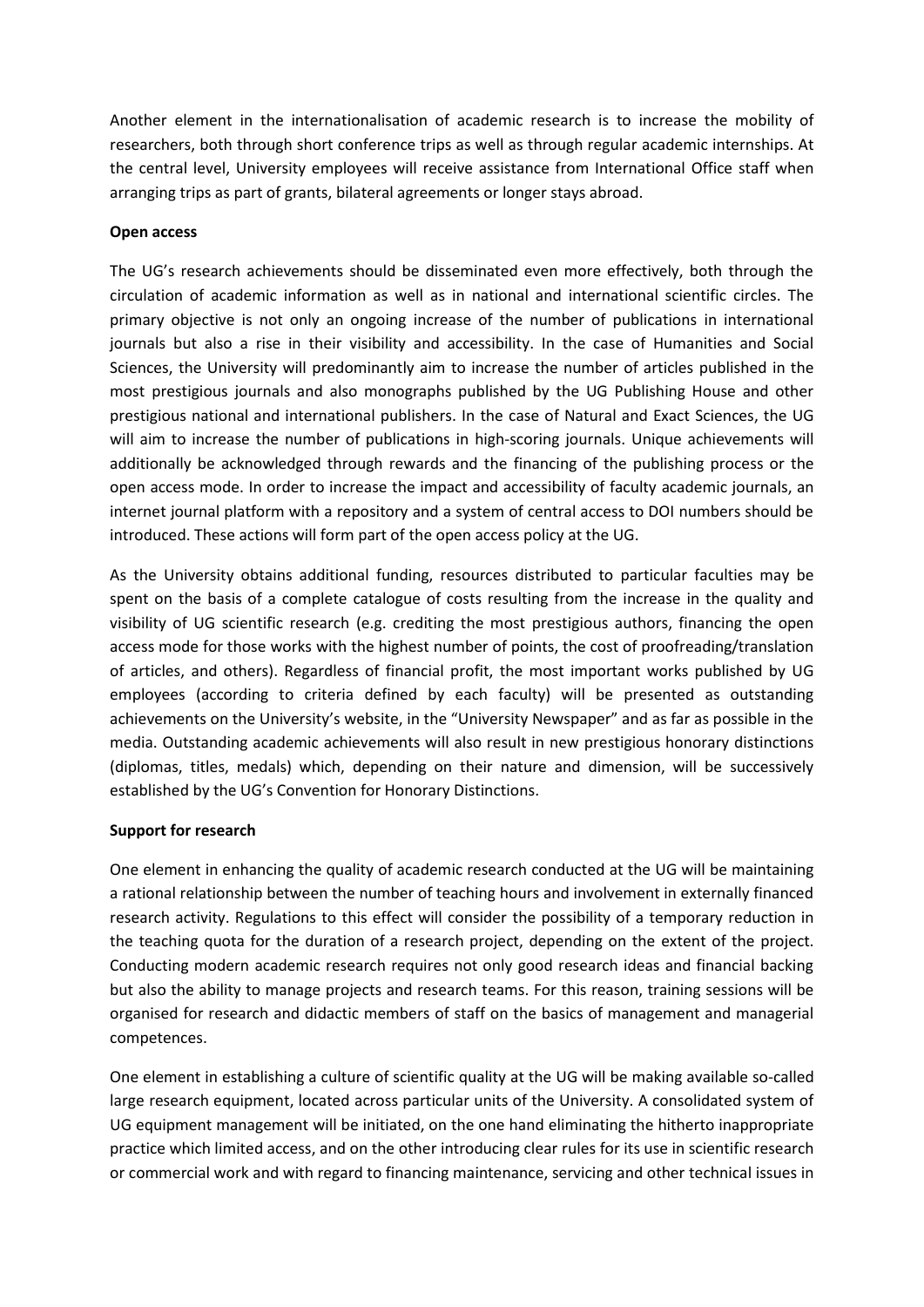Another element in the internationalisation of academic research is to increase the mobility of researchers, both through short conference trips as well as through regular academic internships. At the central level, University employees will receive assistance from International Office staff when arranging trips as part of grants, bilateral agreements or longer stays abroad.

**Open access**

The UG's research achievements should be disseminated even more effectively, both through the circulation of academic information as well as in national and international scientific circles. The primary objective is not only an ongoing increase of the number of publications in international journals but also a rise in their visibility and accessibility. In the case of Humanities and Social Sciences, the University will predominantly aim to increase the number of articles published in the most prestigious journals and also monographs published by the UG Publishing House and other prestigious national and international publishers. In the case of Natural and Exact Sciences, the UG will aim to increase the number of publications in high-scoring journals. Unique achievements will additionally be acknowledged through rewards and the financing of the publishing process or the open access mode. In order to increase the impact and accessibility of faculty academic journals, an internet journal platform with a repository and a system of central access to DOI numbers should be introduced. These actions will form part of the open access policy at the UG.

As the University obtains additional funding, resources distributed to particular faculties may be spent on the basis of a complete catalogue of costs resulting from the increase in the quality and visibility of UG scientific research (e.g. crediting the most prestigious authors, financing the open access mode for those works with the highest number of points, the cost of proofreading/translation of articles, and others). Regardless of financial profit, the most important works published by UG employees (according to criteria defined by each faculty) will be presented as outstanding achievements on the University's website, in the "University Newspaper" and as far as possible in the media. Outstanding academic achievements will also result in new prestigious honorary distinctions (diplomas, titles, medals) which, depending on their nature and dimension, will be successively established by the UG's Convention for Honorary Distinctions.

**Support for research**

One element in enhancing the quality of academic research conducted at the UG will be maintaining a rational relationship between the number of teaching hours and involvement in externally financed research activity. Regulations to this effect will consider the possibility of a temporary reduction in the teaching quota for the duration of a research project, depending on the extent of the project. Conducting modern academic research requires not only good research ideas and financial backing but also the ability to manage projects and research teams. For this reason, training sessions will be organised for research and didactic members of staff on the basics of management and managerial competences.

One element in establishing a culture of scientific quality at the UG will be making available so-called large research equipment, located across particular units of the University. A consolidated system of UG equipment management will be initiated, on the one hand eliminating the hitherto inappropriate practice which limited access, and on the other introducing clear rules for its use in scientific research or commercial work and with regard to financing maintenance, servicing and other technical issues in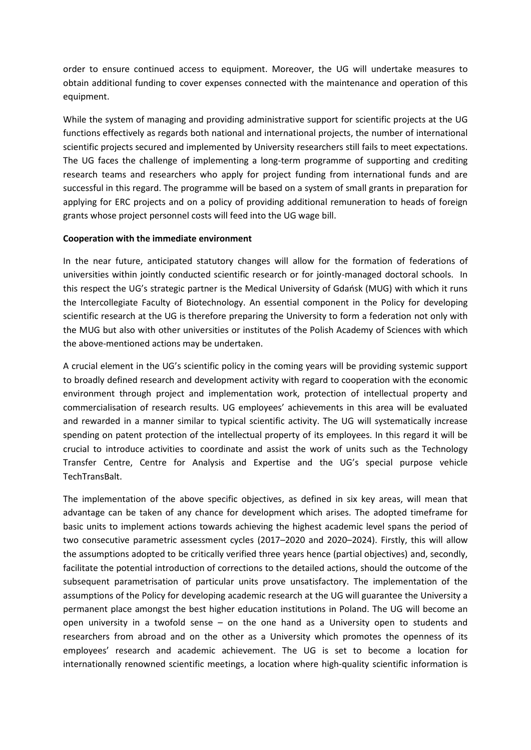order to ensure continued access to equipment. Moreover, the UG will undertake measures to obtain additional funding to cover expenses connected with the maintenance and operation of this equipment.

While the system of managing and providing administrative support for scientific projects at the UG functions effectively as regards both national and international projects, the number of international scientific projects secured and implemented by University researchers still fails to meet expectations. The UG faces the challenge of implementing a long-term programme of supporting and crediting research teams and researchers who apply for project funding from international funds and are successful in this regard. The programme will be based on a system of small grants in preparation for applying for ERC projects and on a policy of providing additional remuneration to heads of foreign grants whose project personnel costs will feed into the UG wage bill.

**Cooperation with the immediate environment**

In the near future, anticipated statutory changes will allow for the formation of federations of universities within jointly conducted scientific research or for jointly-managed doctoral schools. In this respect the UG's strategic partner is the Medical University of Gdańsk (MUG) with which it runs the Intercollegiate Faculty of Biotechnology. An essential component in the Policy for developing scientific research at the UG is therefore preparing the University to form a federation not only with the MUG but also with other universities or institutes of the Polish Academy of Sciences with which the above-mentioned actions may be undertaken.

A crucial element in the UG's scientific policy in the coming years will be providing systemic support to broadly defined research and development activity with regard to cooperation with the economic environment through project and implementation work, protection of intellectual property and commercialisation of research results. UG employees' achievements in this area will be evaluated and rewarded in a manner similar to typical scientific activity. The UG will systematically increase spending on patent protection of the intellectual property of its employees. In this regard it will be crucial to introduce activities to coordinate and assist the work of units such as the Technology Transfer Centre, Centre for Analysis and Expertise and the UG's special purpose vehicle TechTransBalt.

The implementation of the above specific objectives, as defined in six key areas, will mean that advantage can be taken of any chance for development which arises. The adopted timeframe for basic units to implement actions towards achieving the highest academic level spans the period of two consecutive parametric assessment cycles (2017–2020 and 2020–2024). Firstly, this will allow the assumptions adopted to be critically verified three years hence (partial objectives) and, secondly, facilitate the potential introduction of corrections to the detailed actions, should the outcome of the subsequent parametrisation of particular units prove unsatisfactory. The implementation of the assumptions of the Policy for developing academic research at the UG will guarantee the University a permanent place amongst the best higher education institutions in Poland. The UG will become an open university in a twofold sense – on the one hand as a University open to students and researchers from abroad and on the other as a University which promotes the openness of its employees' research and academic achievement. The UG is set to become a location for internationally renowned scientific meetings, a location where high-quality scientific information is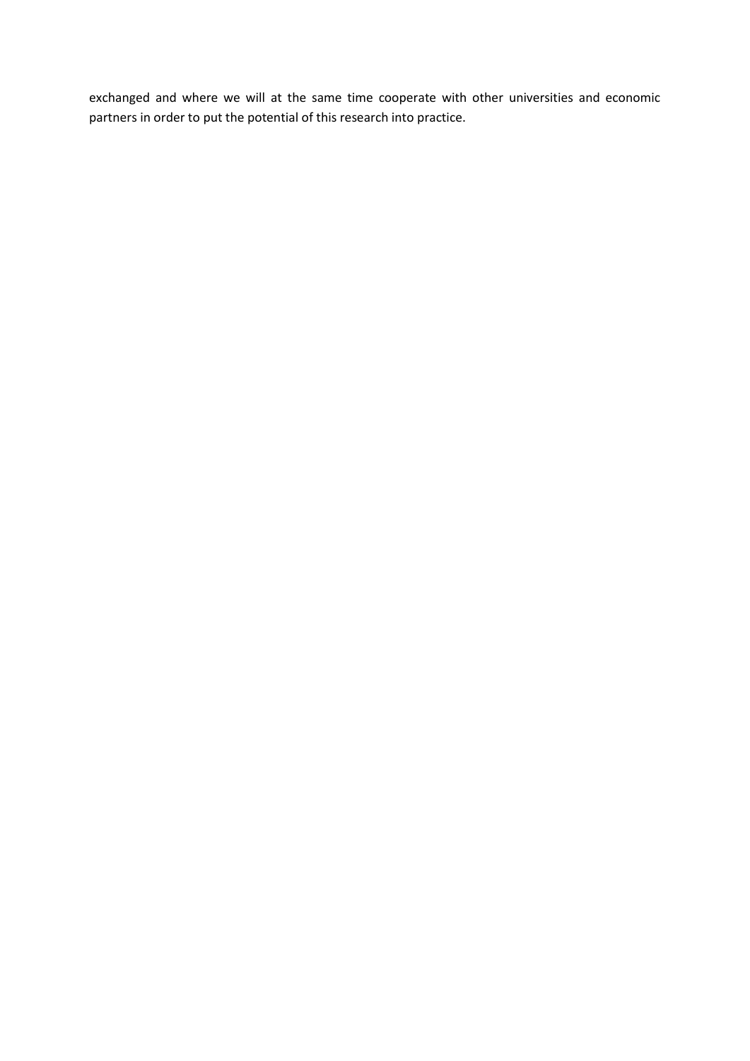exchanged and where we will at the same time cooperate with other universities and economic partners in order to put the potential of this research into practice.